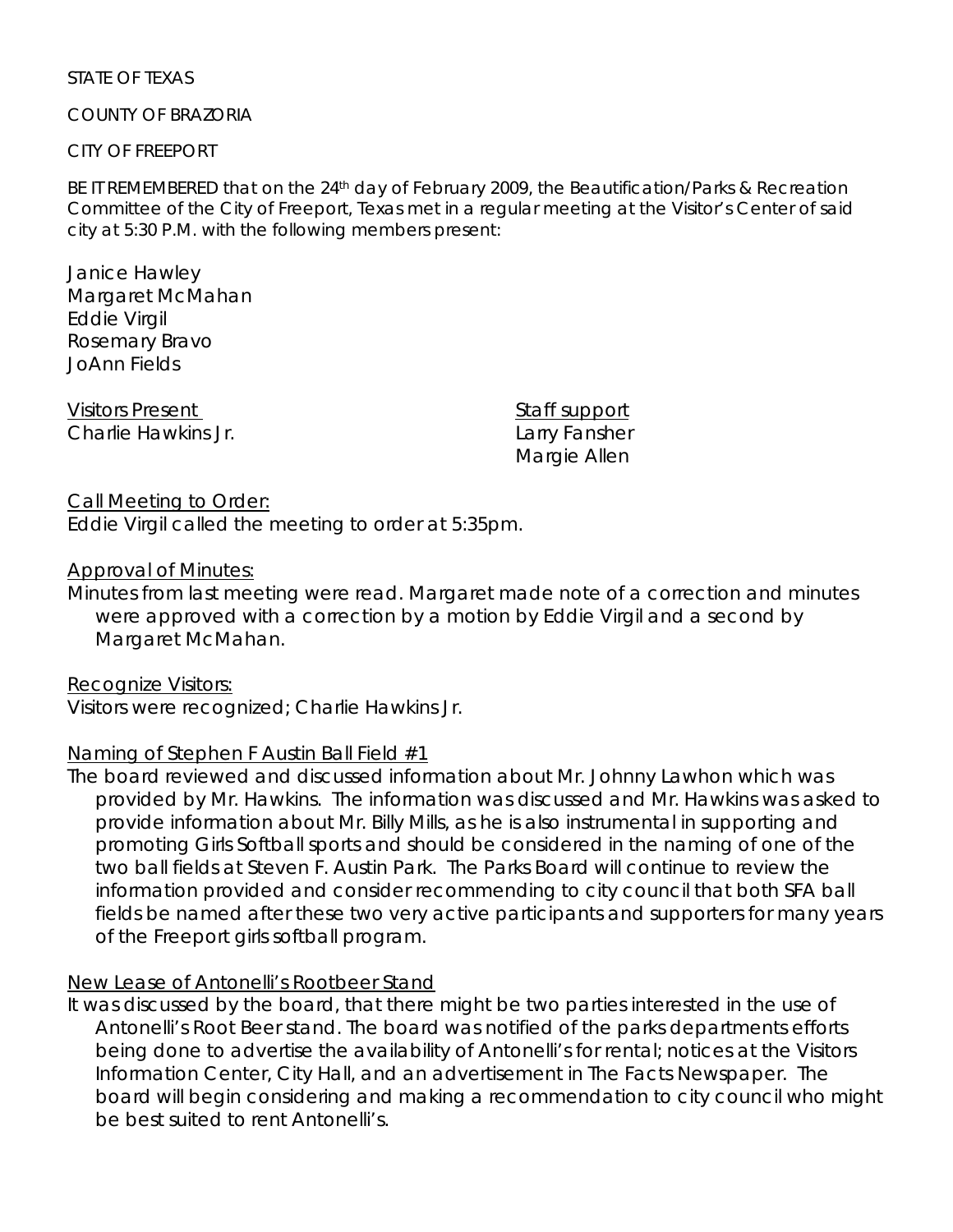STATE OF TEXAS

COUNTY OF BRAZORIA

CITY OF FREEPORT

BE IT REMEMBERED that on the 24th day of February 2009, the Beautification/Parks & Recreation Committee of the City of Freeport, Texas met in a regular meeting at the Visitor's Center of said city at 5:30 P.M. with the following members present:

Janice Hawley
Margaret McMahan
Eddie Virgil
Rosemary Bravo
JoAnn Fields

Visitors Present
Charlie Hawkins Jr.

Staff support
Larry Fansher
Margie Allen

Call Meeting to Order:
Eddie Virgil called the meeting to order at 5:35pm.

Approval of Minutes:
Minutes from last meeting were read. Margaret made note of a correction and minutes were approved with a correction by a motion by Eddie Virgil and a second by Margaret McMahan.

Recognize Visitors:
Visitors were recognized; Charlie Hawkins Jr.

Naming of Stephen F Austin Ball Field #1
The board reviewed and discussed information about Mr. Johnny Lawhon which was provided by Mr. Hawkins. The information was discussed and Mr. Hawkins was asked to provide information about Mr. Billy Mills, as he is also instrumental in supporting and promoting Girls Softball sports and should be considered in the naming of one of the two ball fields at Steven F. Austin Park. The Parks Board will continue to review the information provided and consider recommending to city council that both SFA ball fields be named after these two very active participants and supporters for many years of the Freeport girls softball program.

New Lease of Antonelli's Rootbeer Stand
It was discussed by the board, that there might be two parties interested in the use of Antonelli's Root Beer stand. The board was notified of the parks departments efforts being done to advertise the availability of Antonelli's for rental; notices at the Visitors Information Center, City Hall, and an advertisement in The Facts Newspaper. The board will begin considering and making a recommendation to city council who might be best suited to rent Antonelli's.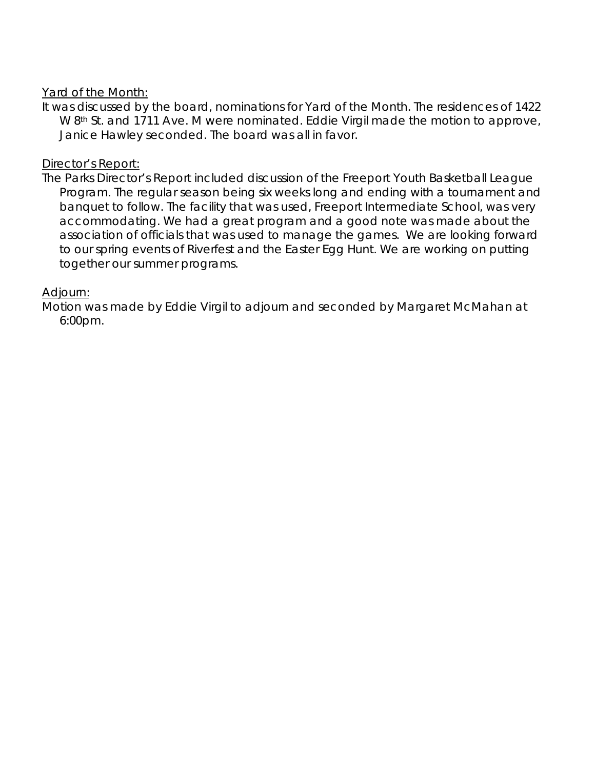Yard of the Month:

It was discussed by the board, nominations for Yard of the Month. The residences of 1422 W 8th St. and 1711 Ave. M were nominated. Eddie Virgil made the motion to approve, Janice Hawley seconded. The board was all in favor.

Director's Report:

The Parks Director's Report included discussion of the Freeport Youth Basketball League Program. The regular season being six weeks long and ending with a tournament and banquet to follow. The facility that was used, Freeport Intermediate School, was very accommodating. We had a great program and a good note was made about the association of officials that was used to manage the games. We are looking forward to our spring events of Riverfest and the Easter Egg Hunt. We are working on putting together our summer programs.

Adjourn:

Motion was made by Eddie Virgil to adjourn and seconded by Margaret McMahan at 6:00pm.